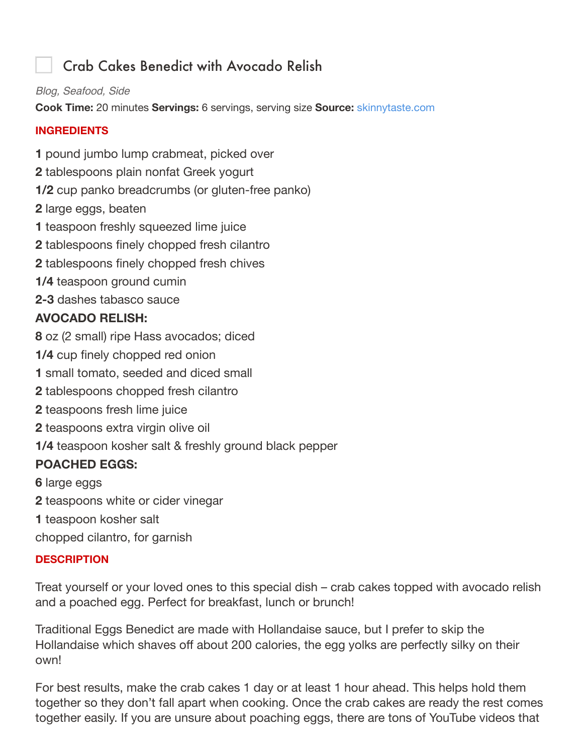# Crab Cakes Benedict with Avocado Relish

*Blog, Seafood, Side*

**Cook Time:** 20 minutes **Servings:** 6 servings, serving size **Source:** skinnytaste.com

## INGREDIENTS

**1** pound jumbo lump crabmeat, picked over
**2** tablespoons plain nonfat Greek yogurt
**1/2** cup panko breadcrumbs (or gluten-free panko)
**2** large eggs, beaten
**1** teaspoon freshly squeezed lime juice
**2** tablespoons finely chopped fresh cilantro
**2** tablespoons finely chopped fresh chives
**1/4** teaspoon ground cumin
**2-3** dashes tabasco sauce

**AVOCADO RELISH:**

**8** oz (2 small) ripe Hass avocados; diced
**1/4** cup finely chopped red onion
**1** small tomato, seeded and diced small
**2** tablespoons chopped fresh cilantro
**2** teaspoons fresh lime juice
**2** teaspoons extra virgin olive oil
**1/4** teaspoon kosher salt & freshly ground black pepper

**POACHED EGGS:**

**6** large eggs
**2** teaspoons white or cider vinegar
**1** teaspoon kosher salt
chopped cilantro, for garnish

## DESCRIPTION

Treat yourself or your loved ones to this special dish – crab cakes topped with avocado relish and a poached egg. Perfect for breakfast, lunch or brunch!

Traditional Eggs Benedict are made with Hollandaise sauce, but I prefer to skip the Hollandaise which shaves off about 200 calories, the egg yolks are perfectly silky on their own!

For best results, make the crab cakes 1 day or at least 1 hour ahead. This helps hold them together so they don't fall apart when cooking. Once the crab cakes are ready the rest comes together easily. If you are unsure about poaching eggs, there are tons of YouTube videos that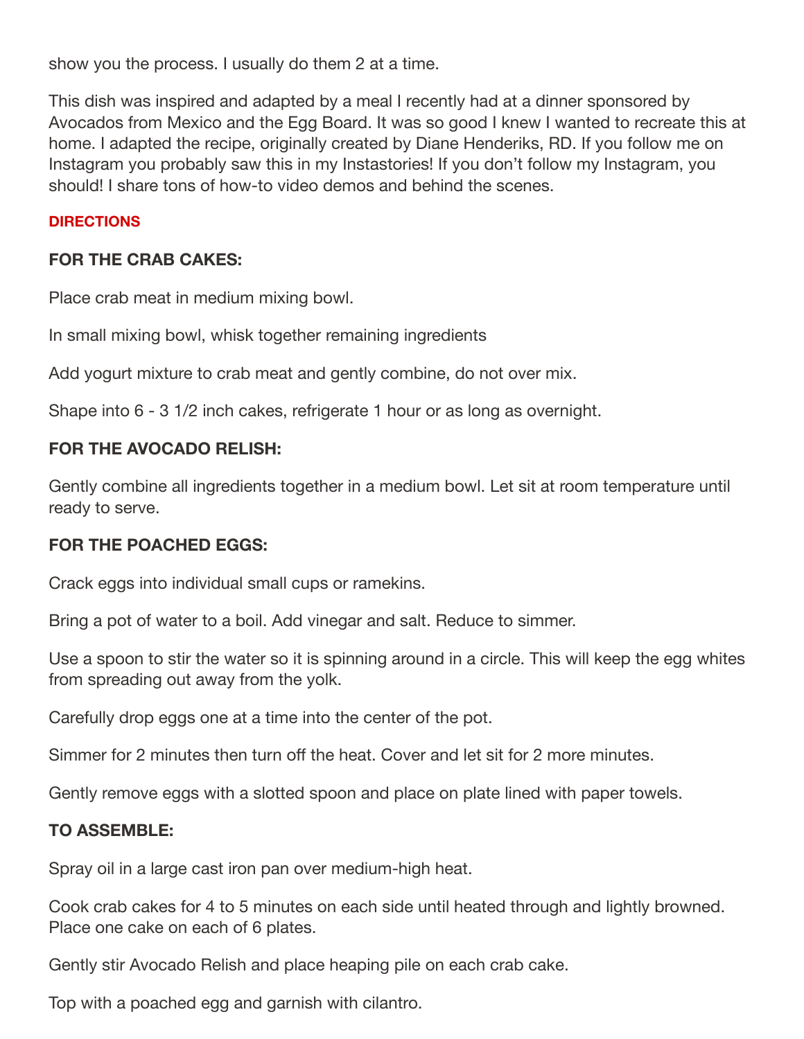show you the process. I usually do them 2 at a time.

This dish was inspired and adapted by a meal I recently had at a dinner sponsored by Avocados from Mexico and the Egg Board. It was so good I knew I wanted to recreate this at home. I adapted the recipe, originally created by Diane Henderiks, RD. If you follow me on Instagram you probably saw this in my Instastories! If you don't follow my Instagram, you should! I share tons of how-to video demos and behind the scenes.

## DIRECTIONS

### FOR THE CRAB CAKES:

Place crab meat in medium mixing bowl.

In small mixing bowl, whisk together remaining ingredients

Add yogurt mixture to crab meat and gently combine, do not over mix.

Shape into 6 - 3 1/2 inch cakes, refrigerate 1 hour or as long as overnight.

### FOR THE AVOCADO RELISH:

Gently combine all ingredients together in a medium bowl. Let sit at room temperature until ready to serve.

### FOR THE POACHED EGGS:

Crack eggs into individual small cups or ramekins.

Bring a pot of water to a boil. Add vinegar and salt. Reduce to simmer.

Use a spoon to stir the water so it is spinning around in a circle. This will keep the egg whites from spreading out away from the yolk.

Carefully drop eggs one at a time into the center of the pot.

Simmer for 2 minutes then turn off the heat. Cover and let sit for 2 more minutes.

Gently remove eggs with a slotted spoon and place on plate lined with paper towels.

### TO ASSEMBLE:

Spray oil in a large cast iron pan over medium-high heat.

Cook crab cakes for 4 to 5 minutes on each side until heated through and lightly browned. Place one cake on each of 6 plates.

Gently stir Avocado Relish and place heaping pile on each crab cake.

Top with a poached egg and garnish with cilantro.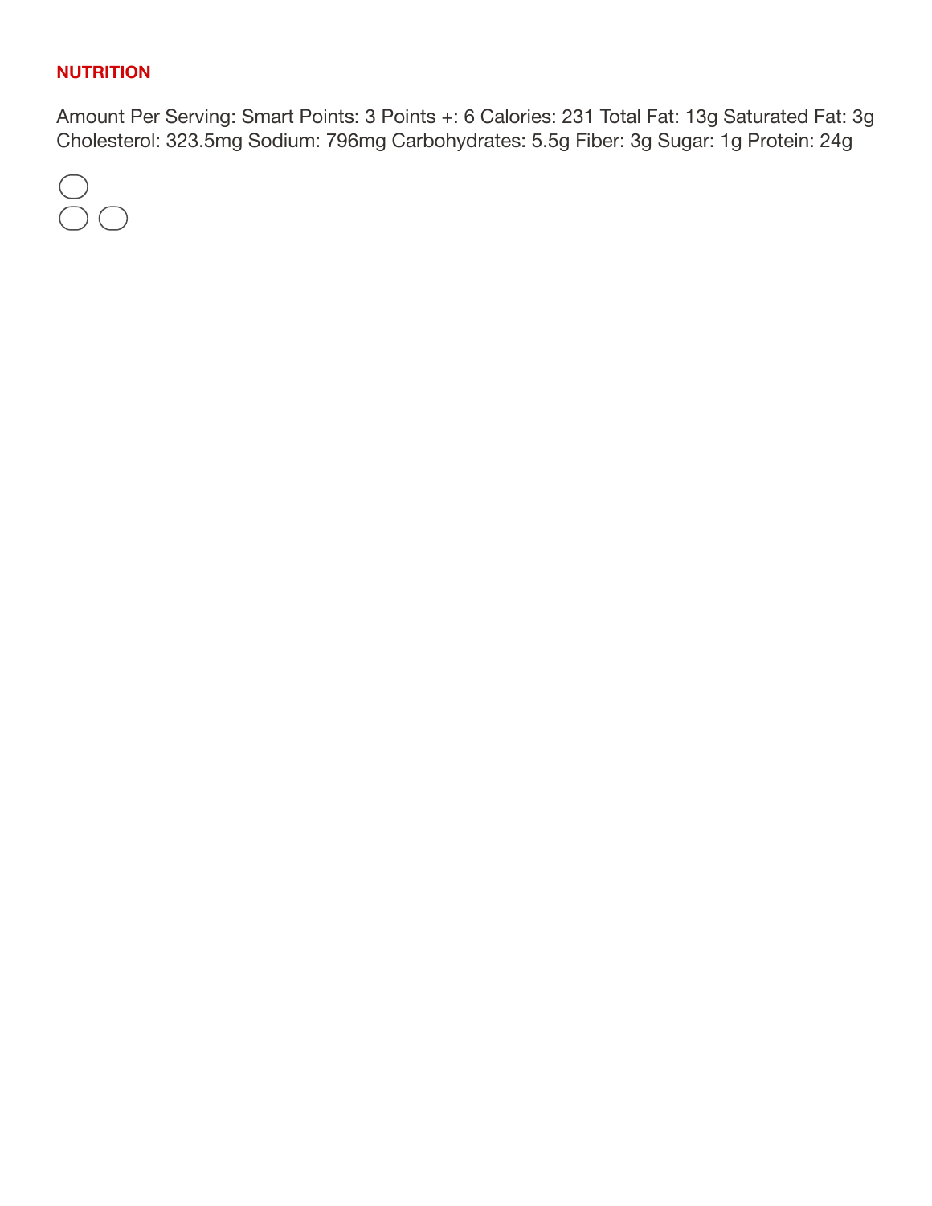## NUTRITION

Amount Per Serving: Smart Points: 3 Points +: 6 Calories: 231 Total Fat: 13g Saturated Fat: 3g Cholesterol: 323.5mg Sodium: 796mg Carbohydrates: 5.5g Fiber: 3g Sugar: 1g Protein: 24g